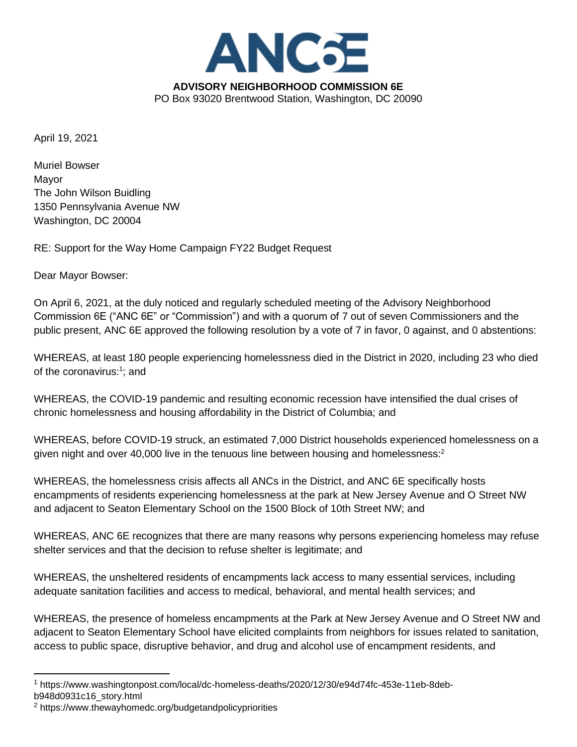# ANC6E

**ADVISORY NEIGHBORHOOD COMMISSION 6E**
PO Box 93020 Brentwood Station, Washington, DC 20090

April 19, 2021

Muriel Bowser
Mayor
The John Wilson Buidling
1350 Pennsylvania Avenue NW
Washington, DC 20004

RE: Support for the Way Home Campaign FY22 Budget Request

Dear Mayor Bowser:

On April 6, 2021, at the duly noticed and regularly scheduled meeting of the Advisory Neighborhood Commission 6E ("ANC 6E" or "Commission") and with a quorum of 7 out of seven Commissioners and the public present, ANC 6E approved the following resolution by a vote of 7 in favor, 0 against, and 0 abstentions:

WHEREAS, at least 180 people experiencing homelessness died in the District in 2020, including 23 who died of the coronavirus:[1]; and

WHEREAS, the COVID-19 pandemic and resulting economic recession have intensified the dual crises of chronic homelessness and housing affordability in the District of Columbia; and

WHEREAS, before COVID-19 struck, an estimated 7,000 District households experienced homelessness on a given night and over 40,000 live in the tenuous line between housing and homelessness:[2]

WHEREAS, the homelessness crisis affects all ANCs in the District, and ANC 6E specifically hosts encampments of residents experiencing homelessness at the park at New Jersey Avenue and O Street NW and adjacent to Seaton Elementary School on the 1500 Block of 10th Street NW; and

WHEREAS, ANC 6E recognizes that there are many reasons why persons experiencing homeless may refuse shelter services and that the decision to refuse shelter is legitimate; and

WHEREAS, the unsheltered residents of encampments lack access to many essential services, including adequate sanitation facilities and access to medical, behavioral, and mental health services; and

WHEREAS, the presence of homeless encampments at the Park at New Jersey Avenue and O Street NW and adjacent to Seaton Elementary School have elicited complaints from neighbors for issues related to sanitation, access to public space, disruptive behavior, and drug and alcohol use of encampment residents, and

---

[1] https://www.washingtonpost.com/local/dc-homeless-deaths/2020/12/30/e94d74fc-453e-11eb-8deb-b948d0931c16_story.html

[2] https://www.thewayhomedc.org/budgetandpolicypriorities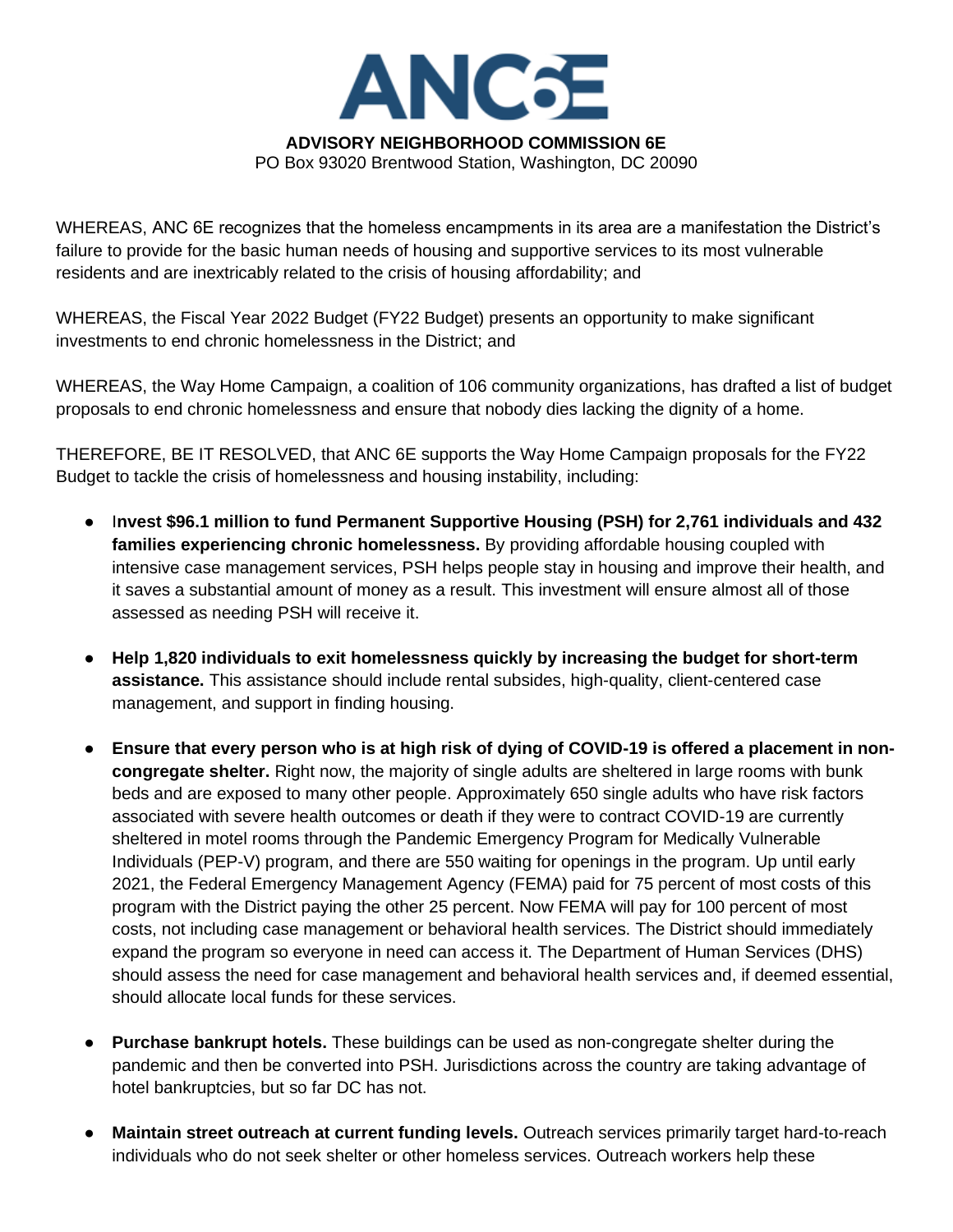# ANC6E

**ADVISORY NEIGHBORHOOD COMMISSION 6E**
PO Box 93020 Brentwood Station, Washington, DC 20090

WHEREAS, ANC 6E recognizes that the homeless encampments in its area are a manifestation the District's failure to provide for the basic human needs of housing and supportive services to its most vulnerable residents and are inextricably related to the crisis of housing affordability; and

WHEREAS, the Fiscal Year 2022 Budget (FY22 Budget) presents an opportunity to make significant investments to end chronic homelessness in the District; and

WHEREAS, the Way Home Campaign, a coalition of 106 community organizations, has drafted a list of budget proposals to end chronic homelessness and ensure that nobody dies lacking the dignity of a home.

THEREFORE, BE IT RESOLVED, that ANC 6E supports the Way Home Campaign proposals for the FY22 Budget to tackle the crisis of homelessness and housing instability, including:

- I**nvest $96.1 million to fund Permanent Supportive Housing (PSH) for 2,761 individuals and 432 families experiencing chronic homelessness.** By providing affordable housing coupled with intensive case management services, PSH helps people stay in housing and improve their health, and it saves a substantial amount of money as a result. This investment will ensure almost all of those assessed as needing PSH will receive it.

- **Help 1,820 individuals to exit homelessness quickly by increasing the budget for short-term assistance.** This assistance should include rental subsides, high-quality, client-centered case management, and support in finding housing.

- **Ensure that every person who is at high risk of dying of COVID-19 is offered a placement in non-congregate shelter.** Right now, the majority of single adults are sheltered in large rooms with bunk beds and are exposed to many other people. Approximately 650 single adults who have risk factors associated with severe health outcomes or death if they were to contract COVID-19 are currently sheltered in motel rooms through the Pandemic Emergency Program for Medically Vulnerable Individuals (PEP-V) program, and there are 550 waiting for openings in the program. Up until early 2021, the Federal Emergency Management Agency (FEMA) paid for 75 percent of most costs of this program with the District paying the other 25 percent. Now FEMA will pay for 100 percent of most costs, not including case management or behavioral health services. The District should immediately expand the program so everyone in need can access it. The Department of Human Services (DHS) should assess the need for case management and behavioral health services and, if deemed essential, should allocate local funds for these services.

- **Purchase bankrupt hotels.** These buildings can be used as non-congregate shelter during the pandemic and then be converted into PSH. Jurisdictions across the country are taking advantage of hotel bankruptcies, but so far DC has not.

- **Maintain street outreach at current funding levels.** Outreach services primarily target hard-to-reach individuals who do not seek shelter or other homeless services. Outreach workers help these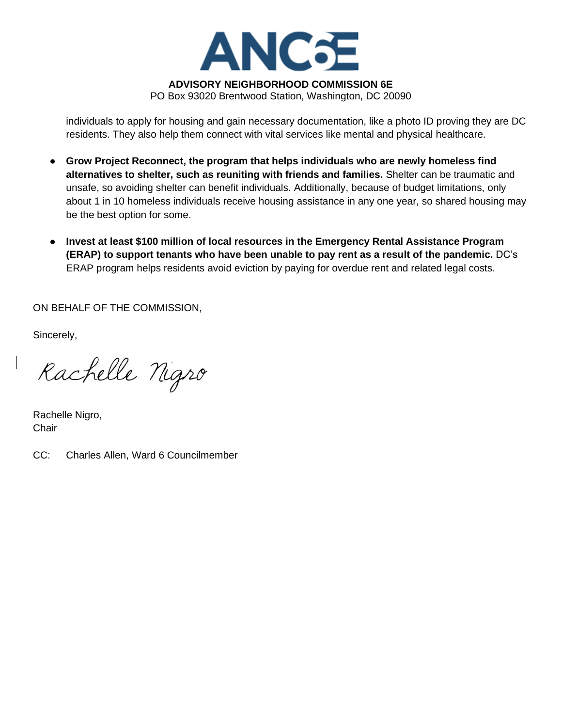individuals to apply for housing and gain necessary documentation, like a photo ID proving they are DC residents. They also help them connect with vital services like mental and physical healthcare.

- **Grow Project Reconnect, the program that helps individuals who are newly homeless find alternatives to shelter, such as reuniting with friends and families.** Shelter can be traumatic and unsafe, so avoiding shelter can benefit individuals. Additionally, because of budget limitations, only about 1 in 10 homeless individuals receive housing assistance in any one year, so shared housing may be the best option for some.

- **Invest at least $100 million of local resources in the Emergency Rental Assistance Program (ERAP) to support tenants who have been unable to pay rent as a result of the pandemic.** DC's ERAP program helps residents avoid eviction by paying for overdue rent and related legal costs.

ON BEHALF OF THE COMMISSION,

Sincerely,

Rachelle Nigro

Rachelle Nigro,
Chair

CC: Charles Allen, Ward 6 Councilmember